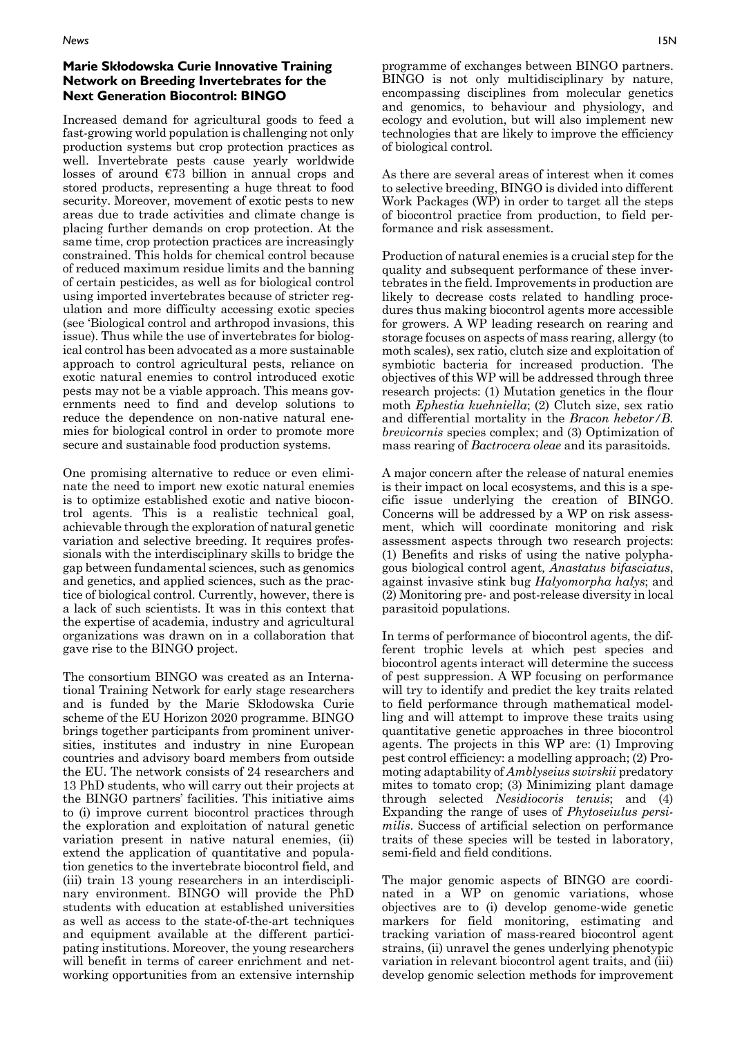### Marie Skłodowska Curie Innovative Training Network on Breeding Invertebrates for the Next Generation Biocontrol: BINGO

Increased demand for agricultural goods to feed a fast-growing world population is challenging not only production systems but crop protection practices as well. Invertebrate pests cause yearly worldwide losses of around €73 billion in annual crops and stored products, representing a huge threat to food security. Moreover, movement of exotic pests to new areas due to trade activities and climate change is placing further demands on crop protection. At the same time, crop protection practices are increasingly constrained. This holds for chemical control because of reduced maximum residue limits and the banning of certain pesticides, as well as for biological control using imported invertebrates because of stricter regulation and more difficulty accessing exotic species (see 'Biological control and arthropod invasions, this issue). Thus while the use of invertebrates for biological control has been advocated as a more sustainable approach to control agricultural pests, reliance on exotic natural enemies to control introduced exotic pests may not be a viable approach. This means governments need to find and develop solutions to reduce the dependence on non-native natural enemies for biological control in order to promote more secure and sustainable food production systems.

One promising alternative to reduce or even eliminate the need to import new exotic natural enemies is to optimize established exotic and native biocontrol agents. This is a realistic technical goal, achievable through the exploration of natural genetic variation and selective breeding. It requires professionals with the interdisciplinary skills to bridge the gap between fundamental sciences, such as genomics and genetics, and applied sciences, such as the practice of biological control. Currently, however, there is a lack of such scientists. It was in this context that the expertise of academia, industry and agricultural organizations was drawn on in a collaboration that gave rise to the BINGO project.

The consortium BINGO was created as an International Training Network for early stage researchers and is funded by the Marie Skłodowska Curie scheme of the EU Horizon 2020 programme. BINGO brings together participants from prominent universities, institutes and industry in nine European countries and advisory board members from outside the EU. The network consists of 24 researchers and 13 PhD students, who will carry out their projects at the BINGO partners' facilities. This initiative aims to (i) improve current biocontrol practices through the exploration and exploitation of natural genetic variation present in native natural enemies, (ii) extend the application of quantitative and population genetics to the invertebrate biocontrol field, and (iii) train 13 young researchers in an interdisciplinary environment. BINGO will provide the PhD students with education at established universities as well as access to the state-of-the-art techniques and equipment available at the different participating institutions. Moreover, the young researchers will benefit in terms of career enrichment and networking opportunities from an extensive internship programme of exchanges between BINGO partners. BINGO is not only multidisciplinary by nature, encompassing disciplines from molecular genetics and genomics, to behaviour and physiology, and ecology and evolution, but will also implement new technologies that are likely to improve the efficiency of biological control.

As there are several areas of interest when it comes to selective breeding, BINGO is divided into different Work Packages (WP) in order to target all the steps of biocontrol practice from production, to field performance and risk assessment.

Production of natural enemies is a crucial step for the quality and subsequent performance of these invertebrates in the field. Improvements in production are likely to decrease costs related to handling procedures thus making biocontrol agents more accessible for growers. A WP leading research on rearing and storage focuses on aspects of mass rearing, allergy (to moth scales), sex ratio, clutch size and exploitation of symbiotic bacteria for increased production. The objectives of this WP will be addressed through three research projects: (1) Mutation genetics in the flour moth *Ephestia kuehniella*; (2) Clutch size, sex ratio and differential mortality in the *Bracon hebetor/B. brevicornis* species complex; and (3) Optimization of mass rearing of *Bactrocera oleae* and its parasitoids.

A major concern after the release of natural enemies is their impact on local ecosystems, and this is a specific issue underlying the creation of BINGO. Concerns will be addressed by a WP on risk assessment, which will coordinate monitoring and risk assessment aspects through two research projects: (1) Benefits and risks of using the native polyphagous biological control agent, *Anastatus bifasciatus*, against invasive stink bug *Halyomorpha halys*; and (2) Monitoring pre- and post-release diversity in local parasitoid populations.

In terms of performance of biocontrol agents, the different trophic levels at which pest species and biocontrol agents interact will determine the success of pest suppression. A WP focusing on performance will try to identify and predict the key traits related to field performance through mathematical modelling and will attempt to improve these traits using quantitative genetic approaches in three biocontrol agents. The projects in this WP are: (1) Improving pest control efficiency: a modelling approach; (2) Promoting adaptability of *Amblyseius swirskii* predatory mites to tomato crop; (3) Minimizing plant damage through selected *Nesidiocoris tenuis*; and (4) Expanding the range of uses of *Phytoseiulus persimilis*. Success of artificial selection on performance traits of these species will be tested in laboratory, semi-field and field conditions.

The major genomic aspects of BINGO are coordinated in a WP on genomic variations, whose objectives are to (i) develop genome-wide genetic markers for field monitoring, estimating and tracking variation of mass-reared biocontrol agent strains, (ii) unravel the genes underlying phenotypic variation in relevant biocontrol agent traits, and (iii) develop genomic selection methods for improvement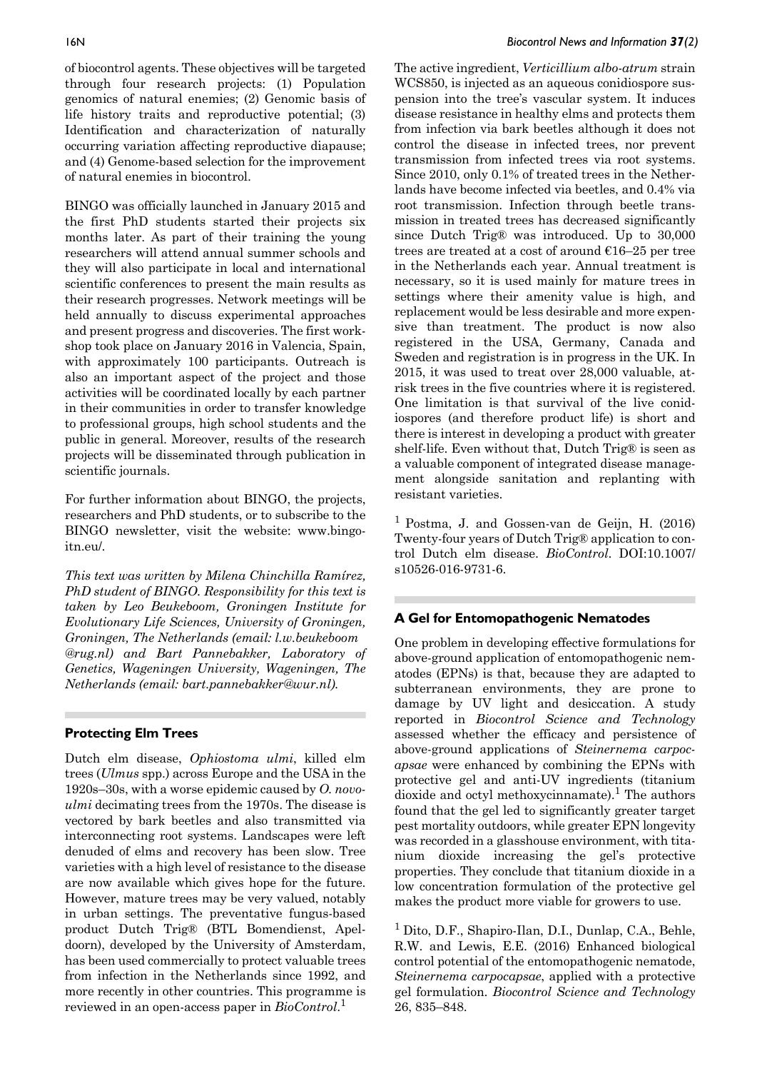of biocontrol agents. These objectives will be targeted through four research projects: (1) Population genomics of natural enemies; (2) Genomic basis of life history traits and reproductive potential; (3) Identification and characterization of naturally occurring variation affecting reproductive diapause; and (4) Genome-based selection for the improvement of natural enemies in biocontrol.

BINGO was officially launched in January 2015 and the first PhD students started their projects six months later. As part of their training the young researchers will attend annual summer schools and they will also participate in local and international scientific conferences to present the main results as their research progresses. Network meetings will be held annually to discuss experimental approaches and present progress and discoveries. The first workshop took place on January 2016 in Valencia, Spain, with approximately 100 participants. Outreach is also an important aspect of the project and those activities will be coordinated locally by each partner in their communities in order to transfer knowledge to professional groups, high school students and the public in general. Moreover, results of the research projects will be disseminated through publication in scientific journals.

For further information about BINGO, the projects, researchers and PhD students, or to subscribe to the BINGO newsletter, visit the website: www.bingo-itn.eu/.

*This text was written by Milena Chinchilla Ramírez, PhD student of BINGO. Responsibility for this text is taken by Leo Beukeboom, Groningen Institute for Evolutionary Life Sciences, University of Groningen, Groningen, The Netherlands (email: l.w.beukeboom@rug.nl) and Bart Pannebakker, Laboratory of Genetics, Wageningen University, Wageningen, The Netherlands (email: bart.pannebakker@wur.nl).*

## Protecting Elm Trees

Dutch elm disease, *Ophiostoma ulmi*, killed elm trees (*Ulmus* spp.) across Europe and the USA in the 1920s–30s, with a worse epidemic caused by *O. novo-ulmi* decimating trees from the 1970s. The disease is vectored by bark beetles and also transmitted via interconnecting root systems. Landscapes were left denuded of elms and recovery has been slow. Tree varieties with a high level of resistance to the disease are now available which gives hope for the future. However, mature trees may be very valued, notably in urban settings. The preventative fungus-based product Dutch Trig® (BTL Bomendienst, Apeldoorn), developed by the University of Amsterdam, has been used commercially to protect valuable trees from infection in the Netherlands since 1992, and more recently in other countries. This programme is reviewed in an open-access paper in *BioControl*.[1]

The active ingredient, *Verticillium albo-atrum* strain WCS850, is injected as an aqueous conidiospore suspension into the tree's vascular system. It induces disease resistance in healthy elms and protects them from infection via bark beetles although it does not control the disease in infected trees, nor prevent transmission from infected trees via root systems. Since 2010, only 0.1% of treated trees in the Netherlands have become infected via beetles, and 0.4% via root transmission. Infection through beetle transmission in treated trees has decreased significantly since Dutch Trig® was introduced. Up to 30,000 trees are treated at a cost of around €16–25 per tree in the Netherlands each year. Annual treatment is necessary, so it is used mainly for mature trees in settings where their amenity value is high, and replacement would be less desirable and more expensive than treatment. The product is now also registered in the USA, Germany, Canada and Sweden and registration is in progress in the UK. In 2015, it was used to treat over 28,000 valuable, at-risk trees in the five countries where it is registered. One limitation is that survival of the live conidiospores (and therefore product life) is short and there is interest in developing a product with greater shelf-life. Even without that, Dutch Trig® is seen as a valuable component of integrated disease management alongside sanitation and replanting with resistant varieties.

[1] Postma, J. and Gossen-van de Geijn, H. (2016) Twenty-four years of Dutch Trig® application to control Dutch elm disease. *BioControl*. DOI:10.1007/s10526-016-9731-6.

## A Gel for Entomopathogenic Nematodes

One problem in developing effective formulations for above-ground application of entomopathogenic nematodes (EPNs) is that, because they are adapted to subterranean environments, they are prone to damage by UV light and desiccation. A study reported in *Biocontrol Science and Technology* assessed whether the efficacy and persistence of above-ground applications of *Steinernema carpocapsae* were enhanced by combining the EPNs with protective gel and anti-UV ingredients (titanium dioxide and octyl methoxycinnamate).[1] The authors found that the gel led to significantly greater target pest mortality outdoors, while greater EPN longevity was recorded in a glasshouse environment, with titanium dioxide increasing the gel's protective properties. They conclude that titanium dioxide in a low concentration formulation of the protective gel makes the product more viable for growers to use.

[1] Dito, D.F., Shapiro-Ilan, D.I., Dunlap, C.A., Behle, R.W. and Lewis, E.E. (2016) Enhanced biological control potential of the entomopathogenic nematode, *Steinernema carpocapsae*, applied with a protective gel formulation. *Biocontrol Science and Technology* 26, 835–848.